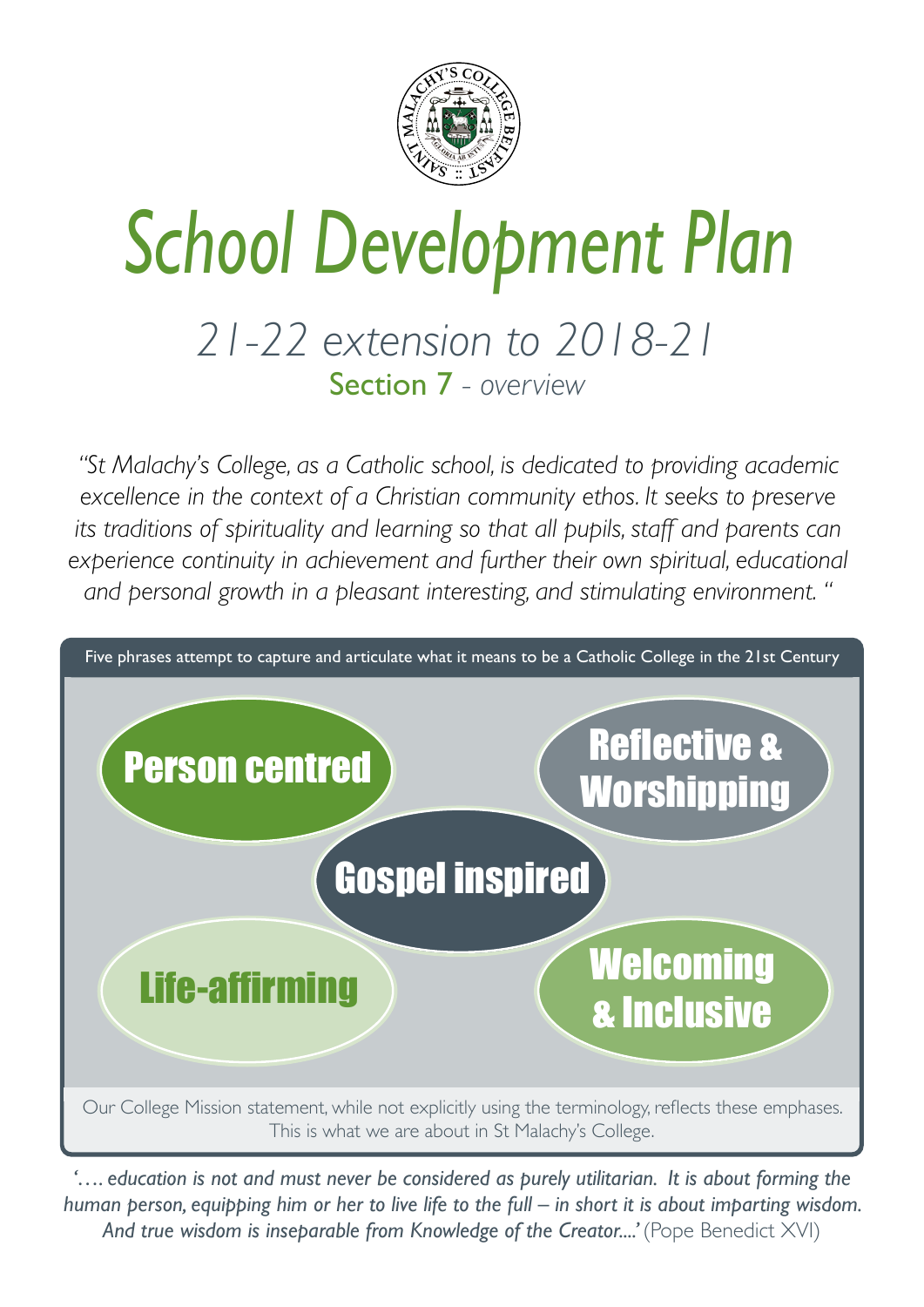# School Development Plan

## 21-22 extension to 2018-21

### Section 7 - *overview*

*"St Malachy's College, as a Catholic school, is dedicated to providing academic excellence in the context of a Christian community ethos. It seeks to preserve its traditions of spirituality and learning so that all pupils, staff and parents can experience continuity in achievement and further their own spiritual, educational and personal growth in a pleasant interesting, and stimulating environment. "*

Five phrases attempt to capture and articulate what it means to be a Catholic College in the 21st Century

- Person centred
- Reflective & Worshipping
- Gospel inspired
- Life-affirming
- Welcoming & Inclusive

Our College Mission statement, while not explicitly using the terminology, reflects these emphases. This is what we are about in St Malachy's College.

*'…. education is not and must never be considered as purely utilitarian. It is about forming the human person, equipping him or her to live life to the full – in short it is about imparting wisdom. And true wisdom is inseparable from Knowledge of the Creator....'* (Pope Benedict XVI)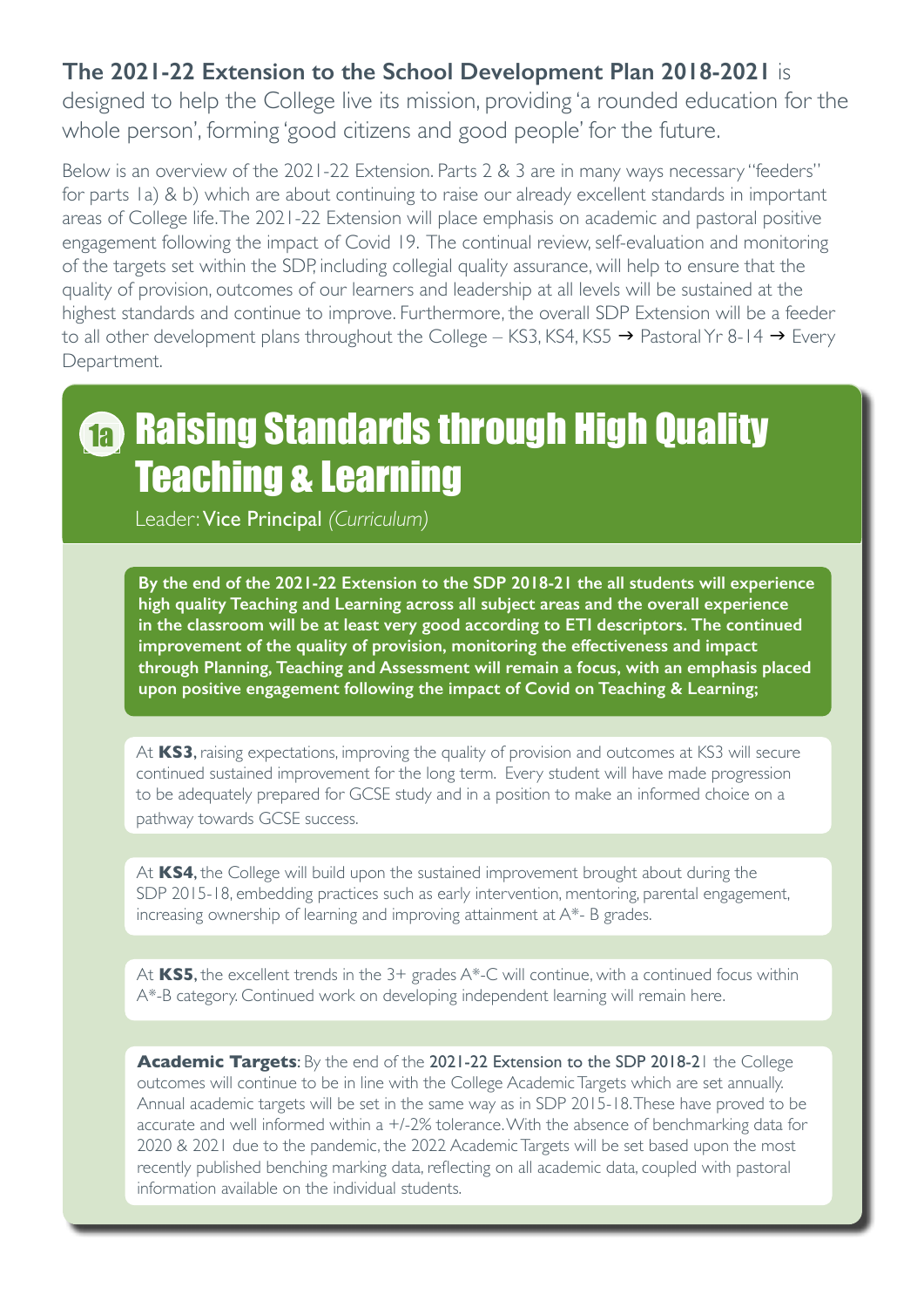**The 2021-22 Extension to the School Development Plan 2018-2021** is designed to help the College live its mission, providing 'a rounded education for the whole person', forming 'good citizens and good people' for the future.

Below is an overview of the 2021-22 Extension. Parts 2 & 3 are in many ways necessary "feeders" for parts 1a) & b) which are about continuing to raise our already excellent standards in important areas of College life. The 2021-22 Extension will place emphasis on academic and pastoral positive engagement following the impact of Covid 19. The continual review, self-evaluation and monitoring of the targets set within the SDP, including collegial quality assurance, will help to ensure that the quality of provision, outcomes of our learners and leadership at all levels will be sustained at the highest standards and continue to improve. Furthermore, the overall SDP Extension will be a feeder to all other development plans throughout the College – KS3, KS4, KS5 → Pastoral Yr 8-14 → Every Department.

## 1a Raising Standards through High Quality Teaching & Learning

Leader: **Vice Principal** *(Curriculum)*

**By the end of the 2021-22 Extension to the SDP 2018-21 the all students will experience high quality Teaching and Learning across all subject areas and the overall experience in the classroom will be at least very good according to ETI descriptors. The continued improvement of the quality of provision, monitoring the effectiveness and impact through Planning, Teaching and Assessment will remain a focus, with an emphasis placed upon positive engagement following the impact of Covid on Teaching & Learning;**

At **KS3**, raising expectations, improving the quality of provision and outcomes at KS3 will secure continued sustained improvement for the long term. Every student will have made progression to be adequately prepared for GCSE study and in a position to make an informed choice on a pathway towards GCSE success.

At **KS4**, the College will build upon the sustained improvement brought about during the SDP 2015-18, embedding practices such as early intervention, mentoring, parental engagement, increasing ownership of learning and improving attainment at A*- B grades.

At **KS5**, the excellent trends in the 3+ grades A*-C will continue, with a continued focus within A*-B category. Continued work on developing independent learning will remain here.

**Academic Targets**: By the end of the **2021-22 Extension to the SDP 2018-21** the College outcomes will continue to be in line with the College Academic Targets which are set annually. Annual academic targets will be set in the same way as in SDP 2015-18. These have proved to be accurate and well informed within a +/-2% tolerance. With the absence of benchmarking data for 2020 & 2021 due to the pandemic, the 2022 Academic Targets will be set based upon the most recently published benching marking data, reflecting on all academic data, coupled with pastoral information available on the individual students.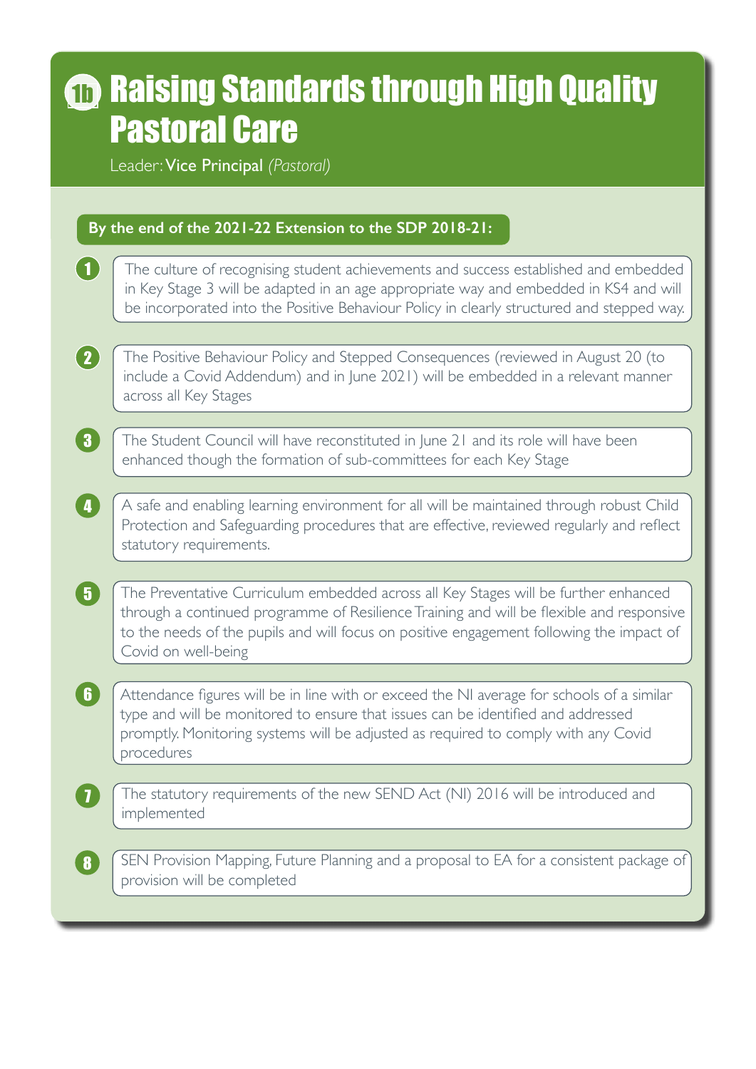# 1b Raising Standards through High Quality Pastoral Care

Leader: **Vice Principal** *(Pastoral)*

**By the end of the 2021-22 Extension to the SDP 2018-21:**

1. The culture of recognising student achievements and success established and embedded in Key Stage 3 will be adapted in an age appropriate way and embedded in KS4 and will be incorporated into the Positive Behaviour Policy in clearly structured and stepped way.

2. The Positive Behaviour Policy and Stepped Consequences (reviewed in August 20 (to include a Covid Addendum) and in June 2021) will be embedded in a relevant manner across all Key Stages

3. The Student Council will have reconstituted in June 21 and its role will have been enhanced though the formation of sub-committees for each Key Stage

4. A safe and enabling learning environment for all will be maintained through robust Child Protection and Safeguarding procedures that are effective, reviewed regularly and reflect statutory requirements.

5. The Preventative Curriculum embedded across all Key Stages will be further enhanced through a continued programme of Resilience Training and will be flexible and responsive to the needs of the pupils and will focus on positive engagement following the impact of Covid on well-being

6. Attendance figures will be in line with or exceed the NI average for schools of a similar type and will be monitored to ensure that issues can be identified and addressed promptly. Monitoring systems will be adjusted as required to comply with any Covid procedures

7. The statutory requirements of the new SEND Act (NI) 2016 will be introduced and implemented

8. SEN Provision Mapping, Future Planning and a proposal to EA for a consistent package of provision will be completed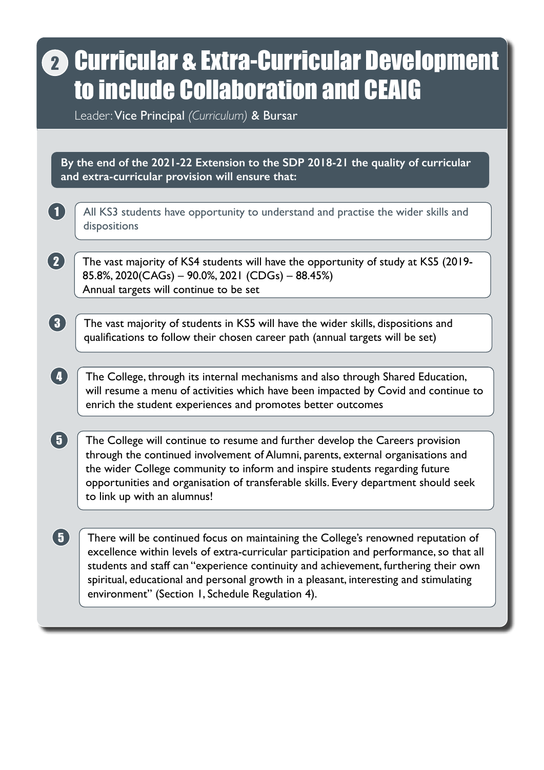# 2 Curricular & Extra-Curricular Development to include Collaboration and CEAIG

Leader: Vice Principal *(Curriculum)* & Bursar

**By the end of the 2021-22 Extension to the SDP 2018-21 the quality of curricular and extra-curricular provision will ensure that:**

1. All KS3 students have opportunity to understand and practise the wider skills and dispositions

2. The vast majority of KS4 students will have the opportunity of study at KS5 (2019- 85.8%, 2020(CAGs) – 90.0%, 2021 (CDGs) – 88.45%)
   Annual targets will continue to be set

3. The vast majority of students in KS5 will have the wider skills, dispositions and qualifications to follow their chosen career path (annual targets will be set)

4. The College, through its internal mechanisms and also through Shared Education, will resume a menu of activities which have been impacted by Covid and continue to enrich the student experiences and promotes better outcomes

5. The College will continue to resume and further develop the Careers provision through the continued involvement of Alumni, parents, external organisations and the wider College community to inform and inspire students regarding future opportunities and organisation of transferable skills. Every department should seek to link up with an alumnus!

5. There will be continued focus on maintaining the College's renowned reputation of excellence within levels of extra-curricular participation and performance, so that all students and staff can "experience continuity and achievement, furthering their own spiritual, educational and personal growth in a pleasant, interesting and stimulating environment" (Section 1, Schedule Regulation 4).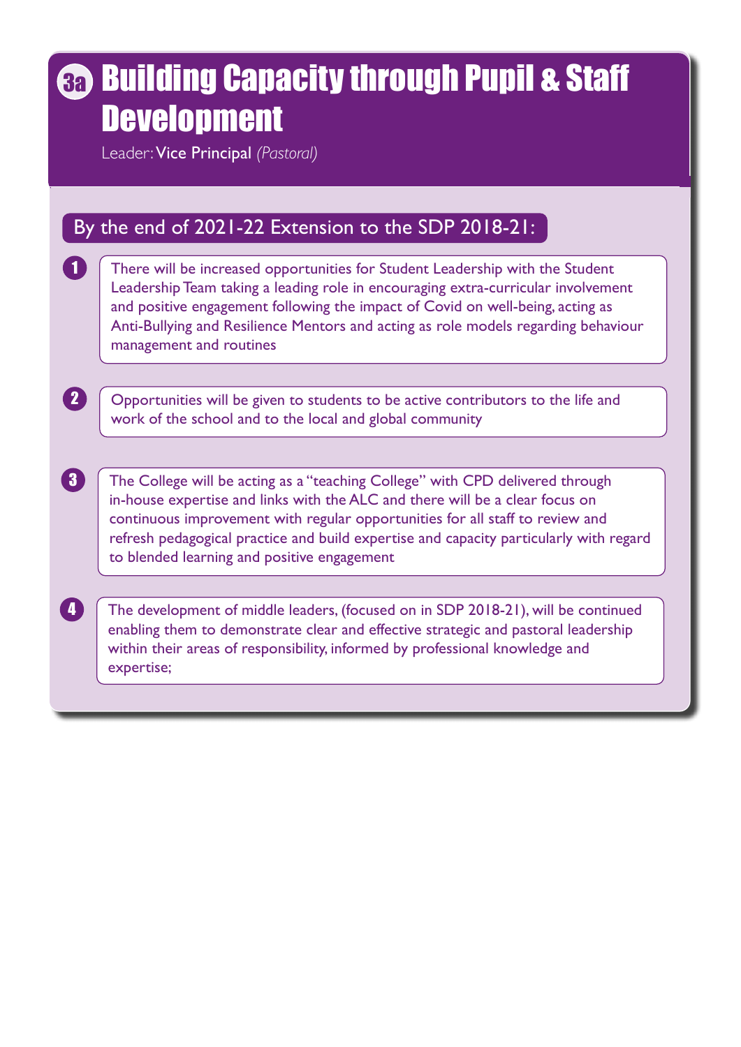# 3a Building Capacity through Pupil & Staff Development

Leader: Vice Principal *(Pastoral)*

## By the end of 2021-22 Extension to the SDP 2018-21:

1. There will be increased opportunities for Student Leadership with the Student Leadership Team taking a leading role in encouraging extra-curricular involvement and positive engagement following the impact of Covid on well-being, acting as Anti-Bullying and Resilience Mentors and acting as role models regarding behaviour management and routines

2. Opportunities will be given to students to be active contributors to the life and work of the school and to the local and global community

3. The College will be acting as a "teaching College" with CPD delivered through in-house expertise and links with the ALC and there will be a clear focus on continuous improvement with regular opportunities for all staff to review and refresh pedagogical practice and build expertise and capacity particularly with regard to blended learning and positive engagement

4. The development of middle leaders, (focused on in SDP 2018-21), will be continued enabling them to demonstrate clear and effective strategic and pastoral leadership within their areas of responsibility, informed by professional knowledge and expertise;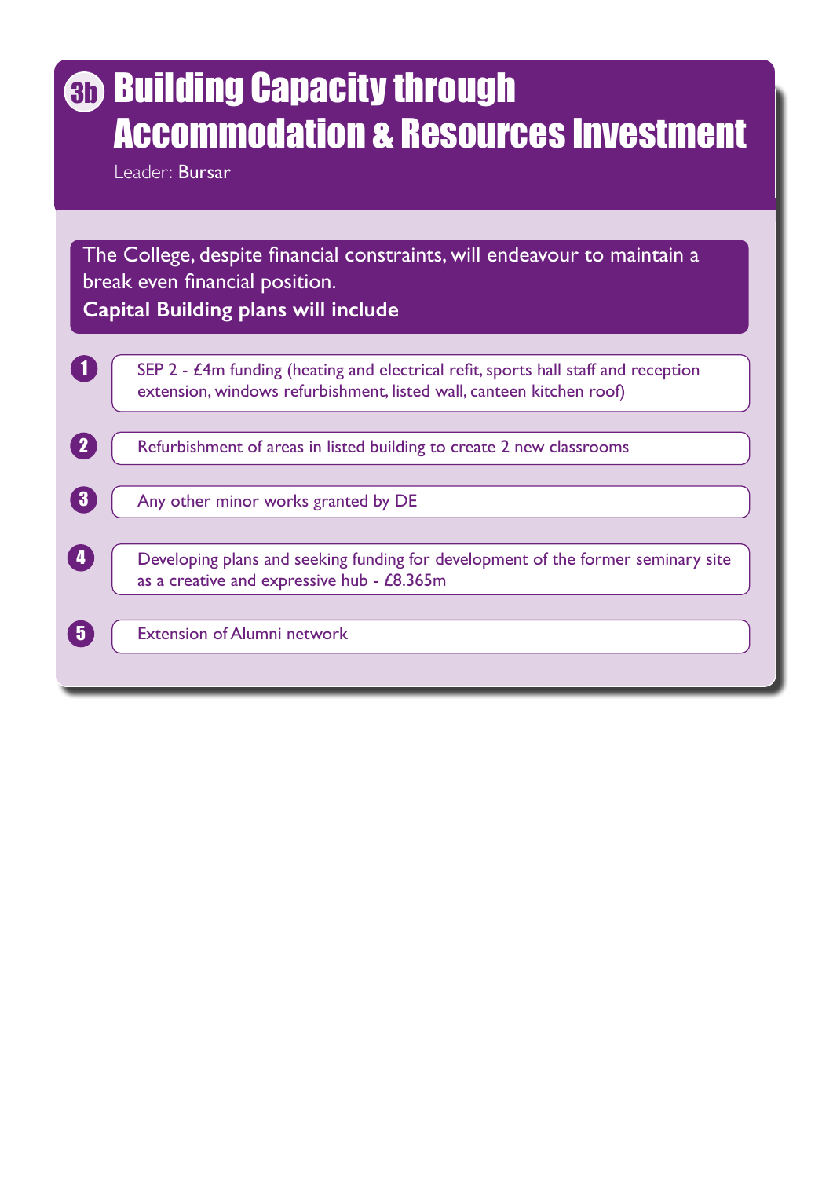# 3b Building Capacity through Accommodation & Resources Investment

Leader: **Bursar**

The College, despite financial constraints, will endeavour to maintain a break even financial position.

**Capital Building plans will include**

1. SEP 2 - £4m funding (heating and electrical refit, sports hall staff and reception extension, windows refurbishment, listed wall, canteen kitchen roof)
2. Refurbishment of areas in listed building to create 2 new classrooms
3. Any other minor works granted by DE
4. Developing plans and seeking funding for development of the former seminary site as a creative and expressive hub - £8.365m
5. Extension of Alumni network